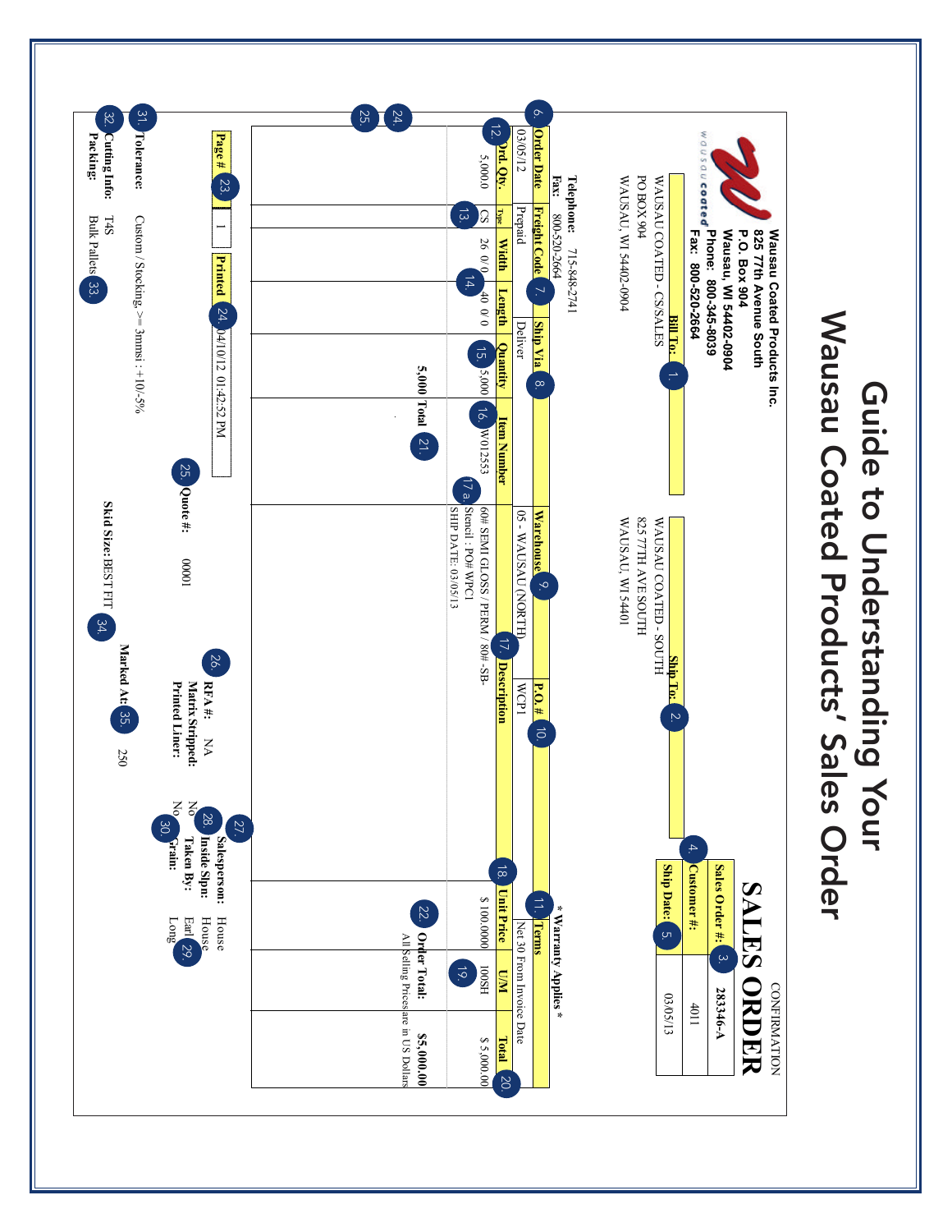# Guide to Understanding Your Wausau Coated Products' Sales Order

**Wausau Coated Products Inc.**
**825 77th Avenue South**
**P.O. Box 904**
**Wausau, WI 54402-0904**
**Phone: 800-345-8039**
**Fax: 800-520-2664**

CONFIRMATION

## SALES ORDER

| | |
|---|---|
| Sales Order #: (3.) | 28346-A |
| Customer #: (4.) | 4011 |
| Ship Date: (5.) | 03/05/13 |

**Bill To:** (1.)
WAUSAU COATED - CS/SALES
PO BOX 904
WAUSAU, WI 54402-0904

**Ship To:** (2.)
WAUSAU COATED - SOUTH
825 77TH AVE SOUTH
WAUSAU, WI 54401

**Telephone:** 715-848-2741
**Fax:** 800-520-2664

\* Warranty Applies \*

| Order Date (6.) | Freight Code (7.) | Ship Via (8.) | Warehouse (9.) | P.O.# (10.) | Terms (11.) |
|---|---|---|---|---|---|
| 03/05/12 | Prepaid | Deliver | 05 - WAUSAU (NORTH) | WCP1 | Net 30 From Invoice Date |

| Ord. Qty. (12.) | Type (13.) | Width | Length (14.) | Quantity (15.) | Item Number (16.) | Description (17.) | Unit Price (18.) | U/M (19.) | Total (20.) |
|---|---|---|---|---|---|---|---|---|---|
| 5,000.0 | CS | 26 0/0 | 40 0/0 | 5,000 | W012553 | 60# SEMI GLOSS / PERM / 80# -SB- Stencil : PO# WPC1 (17a.) SHIP DATE: 03/05/13 | $ 100.0000 | 100SH | $ 5,000.00 |
| | | | | 5,000 Total (21.) | | | | | |

**Order Total:** (22.) **$5,000.00**
All Selling Prices are in US Dollars

| Page # (23.) | Printed (24.) |
|---|---|
| 1 | 04/10/12 01:42:52 PM |

(25.) **Quote #:** 0001

(26.) **RFA #:** NA
**Matrix Stripped:** No
**Printed Liner:** No

(27.) **Salesperson:** House
(28.) **Inside Spn:** House
**Taken By:** Earl (29.)
(30.) **Grain:** Long

(31.) **Tolerance:** Custom / Stocking >= 3mmsi : +10/-5%
(32.) **Cutting Info:** T4S
**Packing:** Bulk Pallets (33.)
**Skid Size:** BEST FIT (34.)
**Marked At:** (35.) 250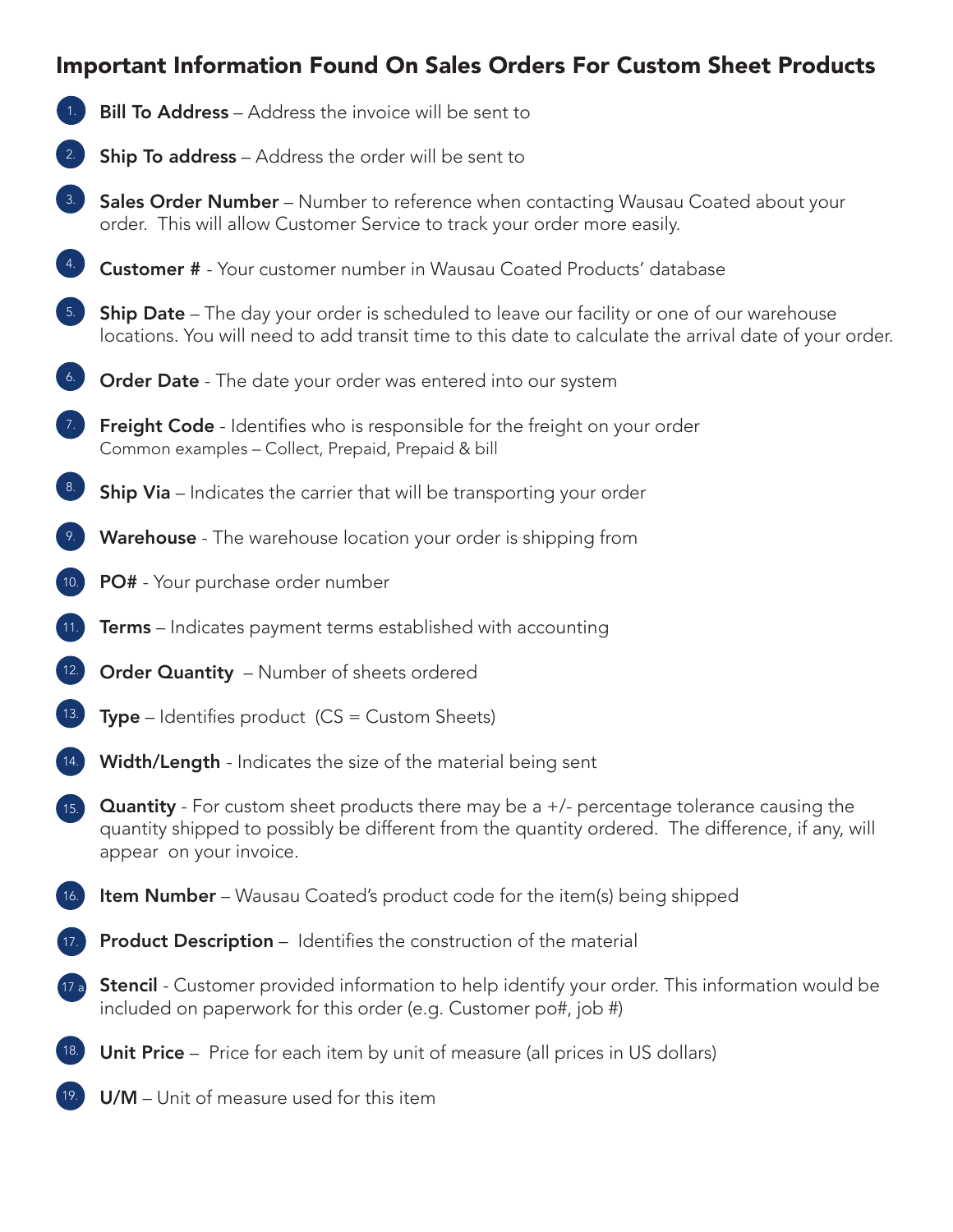# Important Information Found On Sales Orders For Custom Sheet Products

1. **Bill To Address** – Address the invoice will be sent to
2. **Ship To address** – Address the order will be sent to
3. **Sales Order Number** – Number to reference when contacting Wausau Coated about your order. This will allow Customer Service to track your order more easily.
4. **Customer #** - Your customer number in Wausau Coated Products' database
5. **Ship Date** – The day your order is scheduled to leave our facility or one of our warehouse locations. You will need to add transit time to this date to calculate the arrival date of your order.
6. **Order Date** - The date your order was entered into our system
7. **Freight Code** - Identifies who is responsible for the freight on your order
   Common examples – Collect, Prepaid, Prepaid & bill
8. **Ship Via** – Indicates the carrier that will be transporting your order
9. **Warehouse** - The warehouse location your order is shipping from
10. **PO#** - Your purchase order number
11. **Terms** – Indicates payment terms established with accounting
12. **Order Quantity** – Number of sheets ordered
13. **Type** – Identifies product (CS = Custom Sheets)
14. **Width/Length** - Indicates the size of the material being sent
15. **Quantity** - For custom sheet products there may be a +/- percentage tolerance causing the quantity shipped to possibly be different from the quantity ordered. The difference, if any, will appear on your invoice.
16. **Item Number** – Wausau Coated's product code for the item(s) being shipped
17. **Product Description** – Identifies the construction of the material

17 a. **Stencil** - Customer provided information to help identify your order. This information would be included on paperwork for this order (e.g. Customer po#, job #)

18. **Unit Price** – Price for each item by unit of measure (all prices in US dollars)
19. **U/M** – Unit of measure used for this item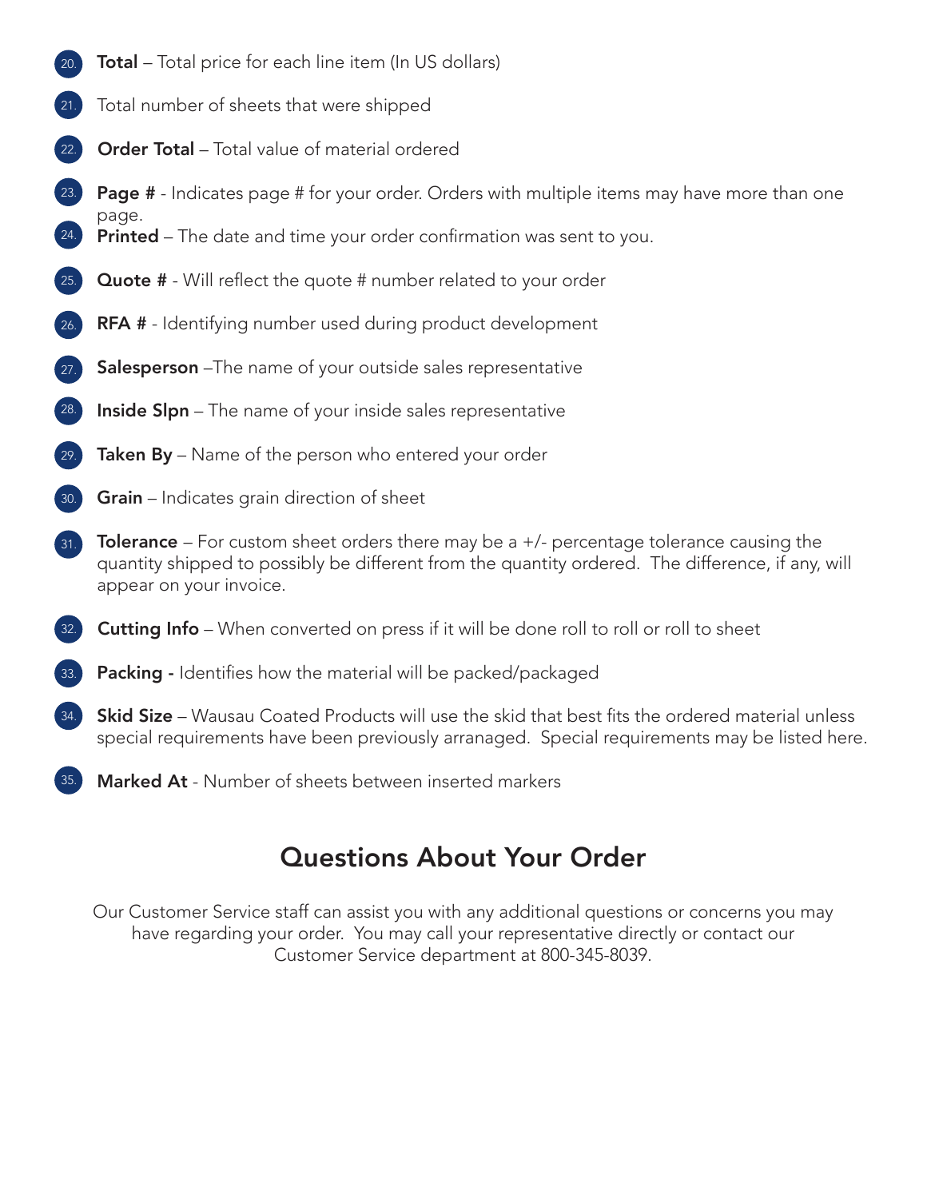20. **Total** – Total price for each line item (In US dollars)
21. Total number of sheets that were shipped
22. **Order Total** – Total value of material ordered
23. **Page #** - Indicates page # for your order. Orders with multiple items may have more than one page.
24. **Printed** – The date and time your order confirmation was sent to you.
25. **Quote #** - Will reflect the quote # number related to your order
26. **RFA #** - Identifying number used during product development
27. **Salesperson** –The name of your outside sales representative
28. **Inside Slpn** – The name of your inside sales representative
29. **Taken By** – Name of the person who entered your order
30. **Grain** – Indicates grain direction of sheet
31. **Tolerance** – For custom sheet orders there may be a +/- percentage tolerance causing the quantity shipped to possibly be different from the quantity ordered. The difference, if any, will appear on your invoice.
32. **Cutting Info** – When converted on press if it will be done roll to roll or roll to sheet
33. **Packing -** Identifies how the material will be packed/packaged
34. **Skid Size** – Wausau Coated Products will use the skid that best fits the ordered material unless special requirements have been previously arranaged. Special requirements may be listed here.
35. **Marked At** - Number of sheets between inserted markers

## Questions About Your Order

Our Customer Service staff can assist you with any additional questions or concerns you may have regarding your order. You may call your representative directly or contact our Customer Service department at 800-345-8039.